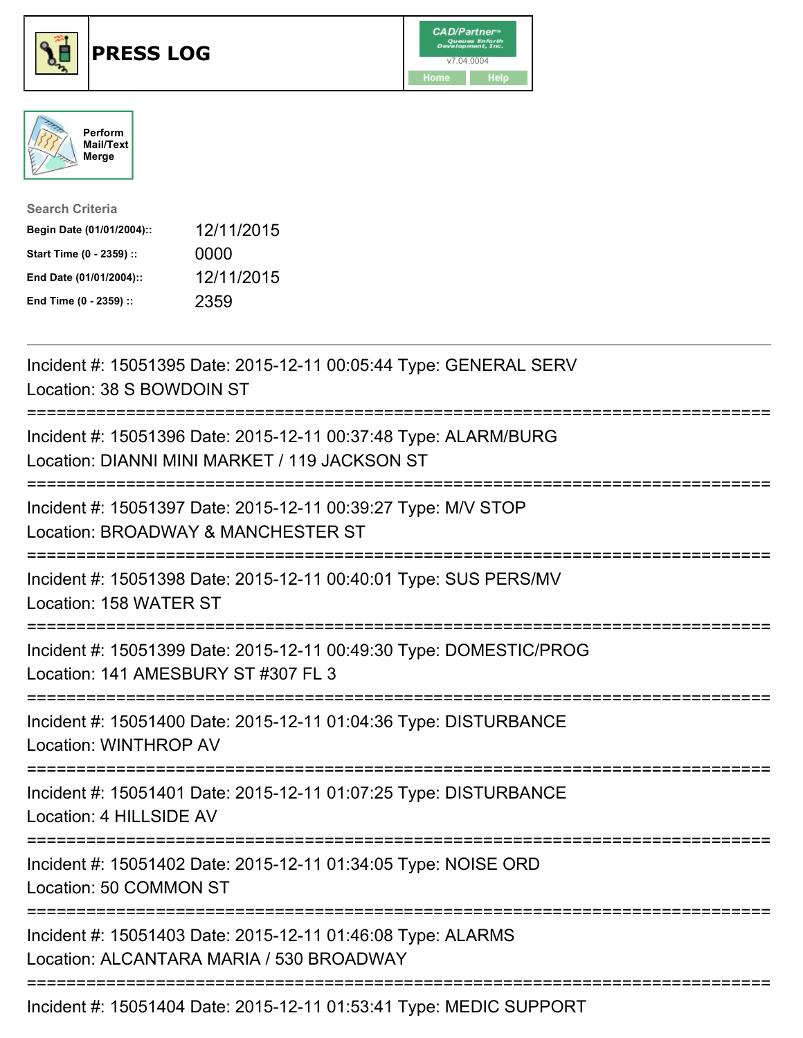# PRESS LOG

CAD/Partner™ v7.04.0004

Home | Help

Perform Mail/Text Merge

**Search Criteria**

| | |
|---|---|
| **Begin Date (01/01/2004)::** | 12/11/2015 |
| **Start Time (0 - 2359) ::** | 0000 |
| **End Date (01/01/2004)::** | 12/11/2015 |
| **End Time (0 - 2359) ::** | 2359 |

---

Incident #: 15051395 Date: 2015-12-11 00:05:44 Type: GENERAL SERV
Location: 38 S BOWDOIN ST

===========================================================================

Incident #: 15051396 Date: 2015-12-11 00:37:48 Type: ALARM/BURG
Location: DIANNI MINI MARKET / 119 JACKSON ST

===========================================================================

Incident #: 15051397 Date: 2015-12-11 00:39:27 Type: M/V STOP
Location: BROADWAY & MANCHESTER ST

===========================================================================

Incident #: 15051398 Date: 2015-12-11 00:40:01 Type: SUS PERS/MV
Location: 158 WATER ST

===========================================================================

Incident #: 15051399 Date: 2015-12-11 00:49:30 Type: DOMESTIC/PROG
Location: 141 AMESBURY ST #307 FL 3

===========================================================================

Incident #: 15051400 Date: 2015-12-11 01:04:36 Type: DISTURBANCE
Location: WINTHROP AV

===========================================================================

Incident #: 15051401 Date: 2015-12-11 01:07:25 Type: DISTURBANCE
Location: 4 HILLSIDE AV

===========================================================================

Incident #: 15051402 Date: 2015-12-11 01:34:05 Type: NOISE ORD
Location: 50 COMMON ST

===========================================================================

Incident #: 15051403 Date: 2015-12-11 01:46:08 Type: ALARMS
Location: ALCANTARA MARIA / 530 BROADWAY

===========================================================================

Incident #: 15051404 Date: 2015-12-11 01:53:41 Type: MEDIC SUPPORT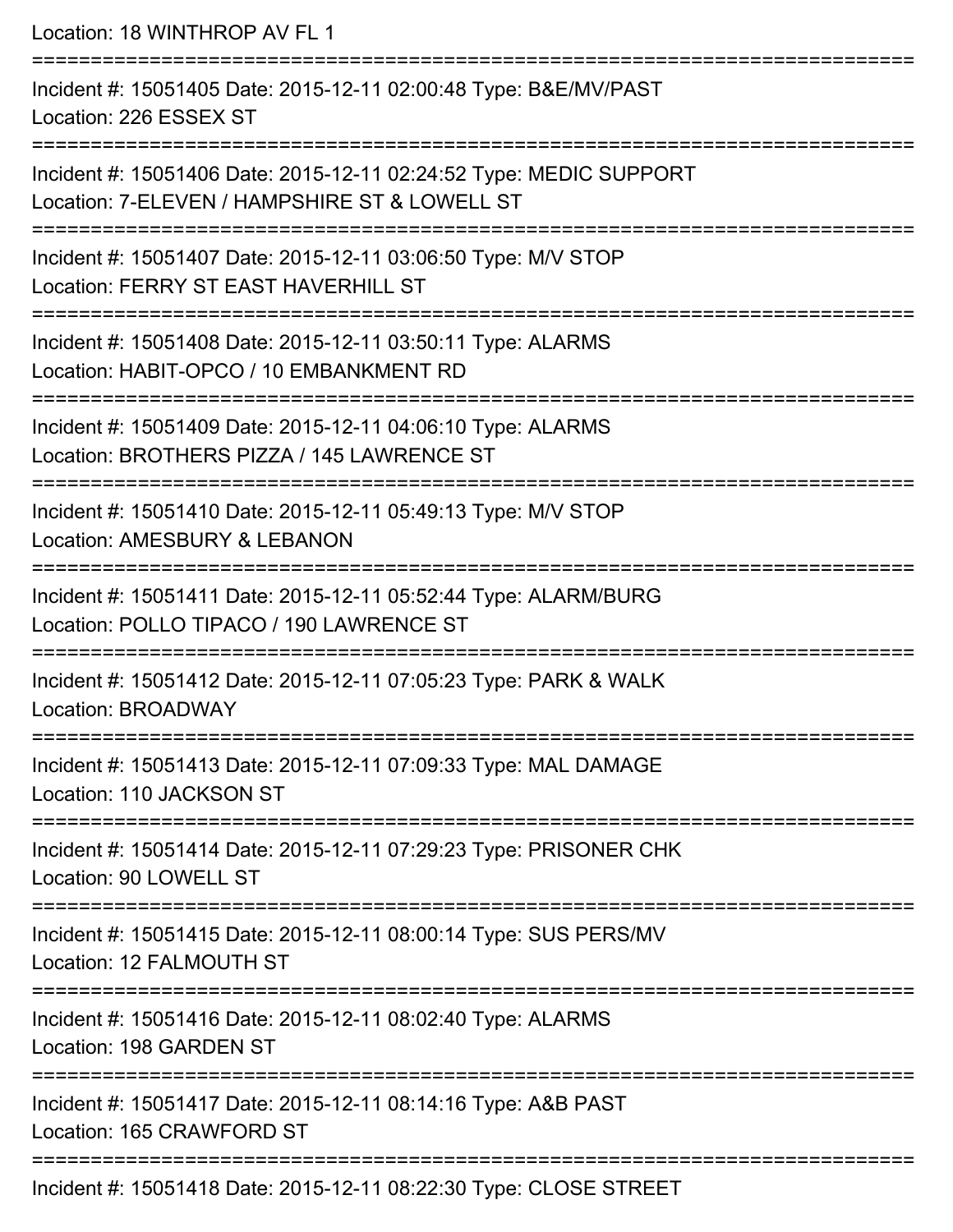Location: 18 WINTHROP AV FL 1

===========================================================================

Incident #: 15051405 Date: 2015-12-11 02:00:48 Type: B&E/MV/PAST
Location: 226 ESSEX ST

===========================================================================

Incident #: 15051406 Date: 2015-12-11 02:24:52 Type: MEDIC SUPPORT
Location: 7-ELEVEN / HAMPSHIRE ST & LOWELL ST

===========================================================================

Incident #: 15051407 Date: 2015-12-11 03:06:50 Type: M/V STOP
Location: FERRY ST EAST HAVERHILL ST

===========================================================================

Incident #: 15051408 Date: 2015-12-11 03:50:11 Type: ALARMS
Location: HABIT-OPCO / 10 EMBANKMENT RD

===========================================================================

Incident #: 15051409 Date: 2015-12-11 04:06:10 Type: ALARMS
Location: BROTHERS PIZZA / 145 LAWRENCE ST

===========================================================================

Incident #: 15051410 Date: 2015-12-11 05:49:13 Type: M/V STOP
Location: AMESBURY & LEBANON

===========================================================================

Incident #: 15051411 Date: 2015-12-11 05:52:44 Type: ALARM/BURG
Location: POLLO TIPACO / 190 LAWRENCE ST

===========================================================================

Incident #: 15051412 Date: 2015-12-11 07:05:23 Type: PARK & WALK
Location: BROADWAY

===========================================================================

Incident #: 15051413 Date: 2015-12-11 07:09:33 Type: MAL DAMAGE
Location: 110 JACKSON ST

===========================================================================

Incident #: 15051414 Date: 2015-12-11 07:29:23 Type: PRISONER CHK
Location: 90 LOWELL ST

===========================================================================

Incident #: 15051415 Date: 2015-12-11 08:00:14 Type: SUS PERS/MV
Location: 12 FALMOUTH ST

===========================================================================

Incident #: 15051416 Date: 2015-12-11 08:02:40 Type: ALARMS
Location: 198 GARDEN ST

===========================================================================

Incident #: 15051417 Date: 2015-12-11 08:14:16 Type: A&B PAST
Location: 165 CRAWFORD ST

===========================================================================

Incident #: 15051418 Date: 2015-12-11 08:22:30 Type: CLOSE STREET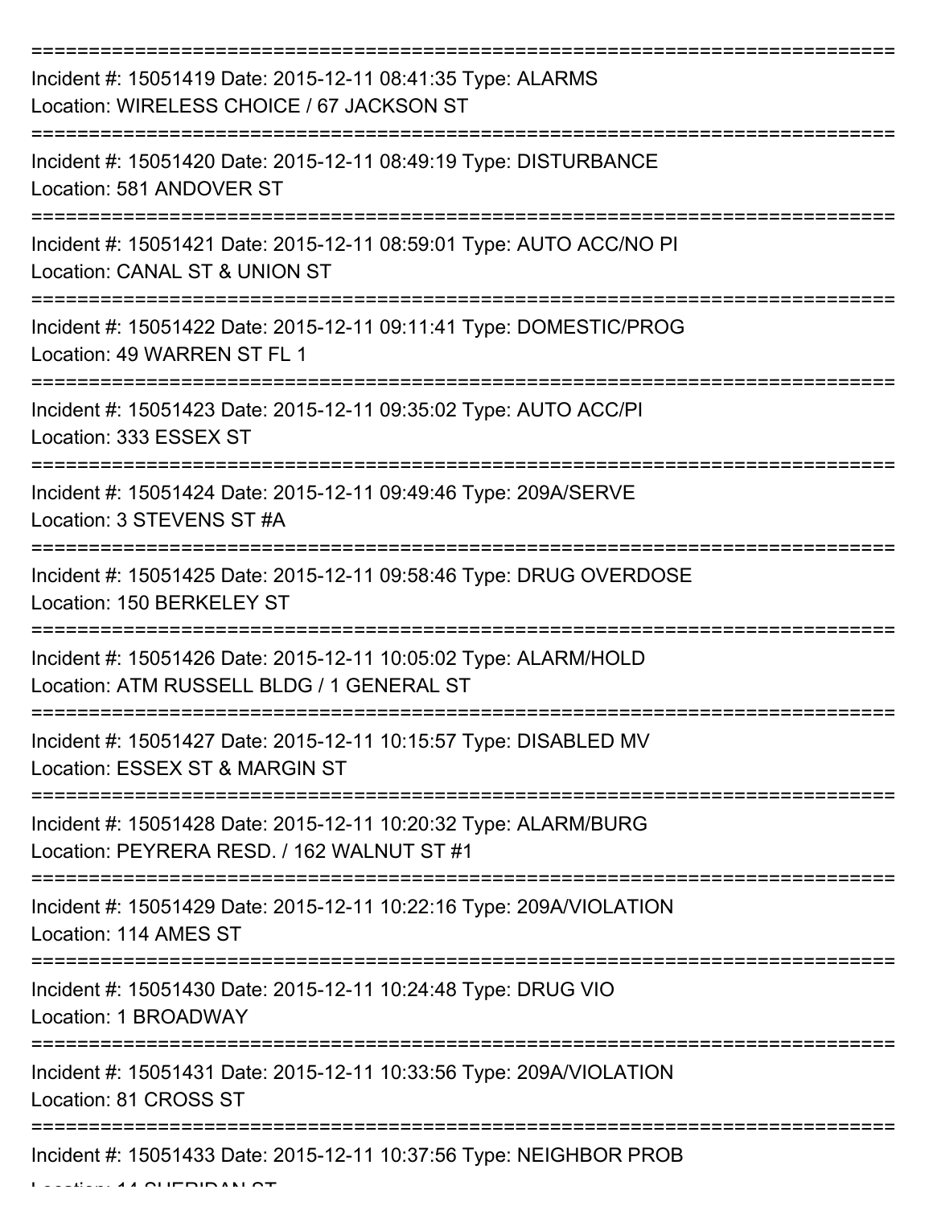===========================================================================

Incident #: 15051419 Date: 2015-12-11 08:41:35 Type: ALARMS
Location: WIRELESS CHOICE / 67 JACKSON ST

===========================================================================

Incident #: 15051420 Date: 2015-12-11 08:49:19 Type: DISTURBANCE
Location: 581 ANDOVER ST

===========================================================================

Incident #: 15051421 Date: 2015-12-11 08:59:01 Type: AUTO ACC/NO PI
Location: CANAL ST & UNION ST

===========================================================================

Incident #: 15051422 Date: 2015-12-11 09:11:41 Type: DOMESTIC/PROG
Location: 49 WARREN ST FL 1

===========================================================================

Incident #: 15051423 Date: 2015-12-11 09:35:02 Type: AUTO ACC/PI
Location: 333 ESSEX ST

===========================================================================

Incident #: 15051424 Date: 2015-12-11 09:49:46 Type: 209A/SERVE
Location: 3 STEVENS ST #A

===========================================================================

Incident #: 15051425 Date: 2015-12-11 09:58:46 Type: DRUG OVERDOSE
Location: 150 BERKELEY ST

===========================================================================

Incident #: 15051426 Date: 2015-12-11 10:05:02 Type: ALARM/HOLD
Location: ATM RUSSELL BLDG / 1 GENERAL ST

===========================================================================

Incident #: 15051427 Date: 2015-12-11 10:15:57 Type: DISABLED MV
Location: ESSEX ST & MARGIN ST

===========================================================================

Incident #: 15051428 Date: 2015-12-11 10:20:32 Type: ALARM/BURG
Location: PEYRERA RESD. / 162 WALNUT ST #1

===========================================================================

Incident #: 15051429 Date: 2015-12-11 10:22:16 Type: 209A/VIOLATION
Location: 114 AMES ST

===========================================================================

Incident #: 15051430 Date: 2015-12-11 10:24:48 Type: DRUG VIO
Location: 1 BROADWAY

===========================================================================

Incident #: 15051431 Date: 2015-12-11 10:33:56 Type: 209A/VIOLATION
Location: 81 CROSS ST

===========================================================================

Incident #: 15051433 Date: 2015-12-11 10:37:56 Type: NEIGHBOR PROB
Location: 14 SHERIDAN ST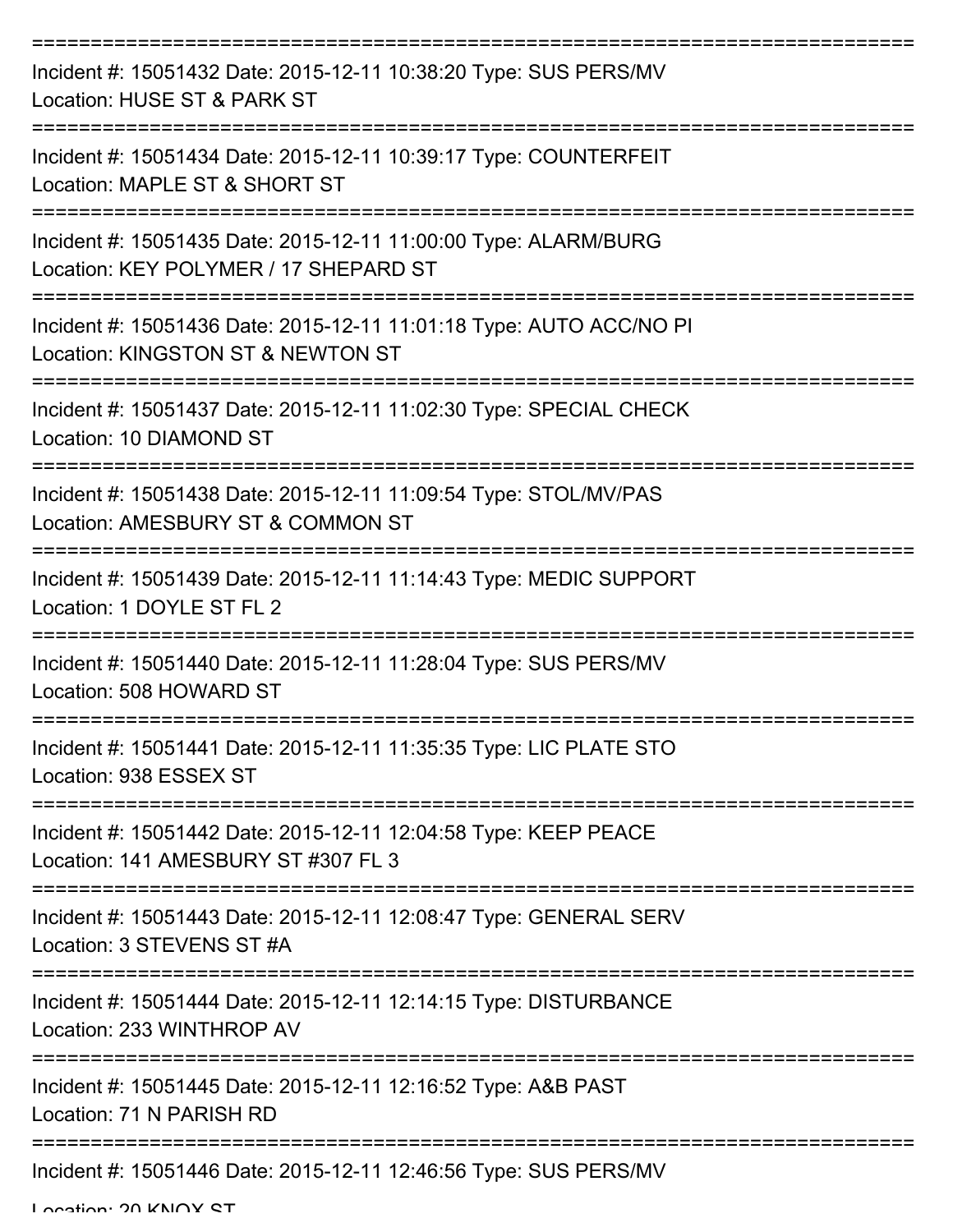===========================================================================
Incident #: 15051432 Date: 2015-12-11 10:38:20 Type: SUS PERS/MV
Location: HUSE ST & PARK ST
===========================================================================
Incident #: 15051434 Date: 2015-12-11 10:39:17 Type: COUNTERFEIT
Location: MAPLE ST & SHORT ST
===========================================================================
Incident #: 15051435 Date: 2015-12-11 11:00:00 Type: ALARM/BURG
Location: KEY POLYMER / 17 SHEPARD ST
===========================================================================
Incident #: 15051436 Date: 2015-12-11 11:01:18 Type: AUTO ACC/NO PI
Location: KINGSTON ST & NEWTON ST
===========================================================================
Incident #: 15051437 Date: 2015-12-11 11:02:30 Type: SPECIAL CHECK
Location: 10 DIAMOND ST
===========================================================================
Incident #: 15051438 Date: 2015-12-11 11:09:54 Type: STOL/MV/PAS
Location: AMESBURY ST & COMMON ST
===========================================================================
Incident #: 15051439 Date: 2015-12-11 11:14:43 Type: MEDIC SUPPORT
Location: 1 DOYLE ST FL 2
===========================================================================
Incident #: 15051440 Date: 2015-12-11 11:28:04 Type: SUS PERS/MV
Location: 508 HOWARD ST
===========================================================================
Incident #: 15051441 Date: 2015-12-11 11:35:35 Type: LIC PLATE STO
Location: 938 ESSEX ST
===========================================================================
Incident #: 15051442 Date: 2015-12-11 12:04:58 Type: KEEP PEACE
Location: 141 AMESBURY ST #307 FL 3
===========================================================================
Incident #: 15051443 Date: 2015-12-11 12:08:47 Type: GENERAL SERV
Location: 3 STEVENS ST #A
===========================================================================
Incident #: 15051444 Date: 2015-12-11 12:14:15 Type: DISTURBANCE
Location: 233 WINTHROP AV
===========================================================================
Incident #: 15051445 Date: 2015-12-11 12:16:52 Type: A&B PAST
Location: 71 N PARISH RD
===========================================================================
Incident #: 15051446 Date: 2015-12-11 12:46:56 Type: SUS PERS/MV
Location: 20 KNOX ST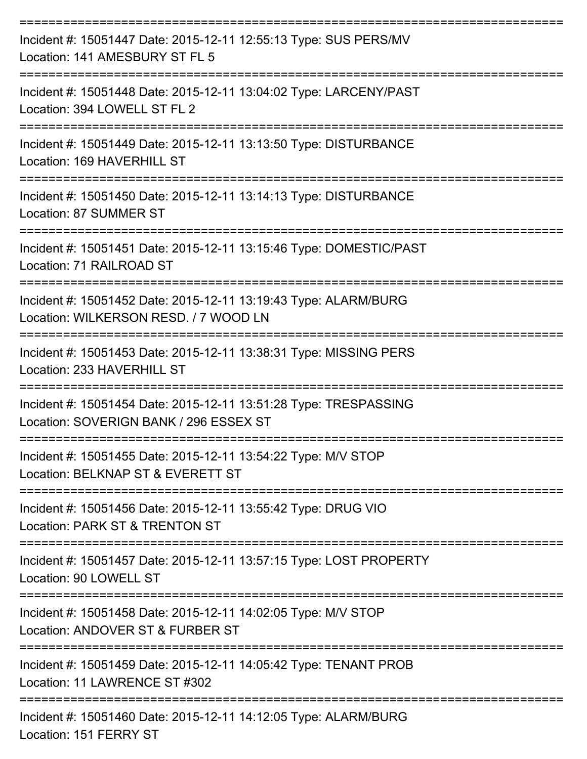===========================================================================
Incident #: 15051447 Date: 2015-12-11 12:55:13 Type: SUS PERS/MV
Location: 141 AMESBURY ST FL 5
===========================================================================
Incident #: 15051448 Date: 2015-12-11 13:04:02 Type: LARCENY/PAST
Location: 394 LOWELL ST FL 2
===========================================================================
Incident #: 15051449 Date: 2015-12-11 13:13:50 Type: DISTURBANCE
Location: 169 HAVERHILL ST
===========================================================================
Incident #: 15051450 Date: 2015-12-11 13:14:13 Type: DISTURBANCE
Location: 87 SUMMER ST
===========================================================================
Incident #: 15051451 Date: 2015-12-11 13:15:46 Type: DOMESTIC/PAST
Location: 71 RAILROAD ST
===========================================================================
Incident #: 15051452 Date: 2015-12-11 13:19:43 Type: ALARM/BURG
Location: WILKERSON RESD. / 7 WOOD LN
===========================================================================
Incident #: 15051453 Date: 2015-12-11 13:38:31 Type: MISSING PERS
Location: 233 HAVERHILL ST
===========================================================================
Incident #: 15051454 Date: 2015-12-11 13:51:28 Type: TRESPASSING
Location: SOVERIGN BANK / 296 ESSEX ST
===========================================================================
Incident #: 15051455 Date: 2015-12-11 13:54:22 Type: M/V STOP
Location: BELKNAP ST & EVERETT ST
===========================================================================
Incident #: 15051456 Date: 2015-12-11 13:55:42 Type: DRUG VIO
Location: PARK ST & TRENTON ST
===========================================================================
Incident #: 15051457 Date: 2015-12-11 13:57:15 Type: LOST PROPERTY
Location: 90 LOWELL ST
===========================================================================
Incident #: 15051458 Date: 2015-12-11 14:02:05 Type: M/V STOP
Location: ANDOVER ST & FURBER ST
===========================================================================
Incident #: 15051459 Date: 2015-12-11 14:05:42 Type: TENANT PROB
Location: 11 LAWRENCE ST #302
===========================================================================
Incident #: 15051460 Date: 2015-12-11 14:12:05 Type: ALARM/BURG
Location: 151 FERRY ST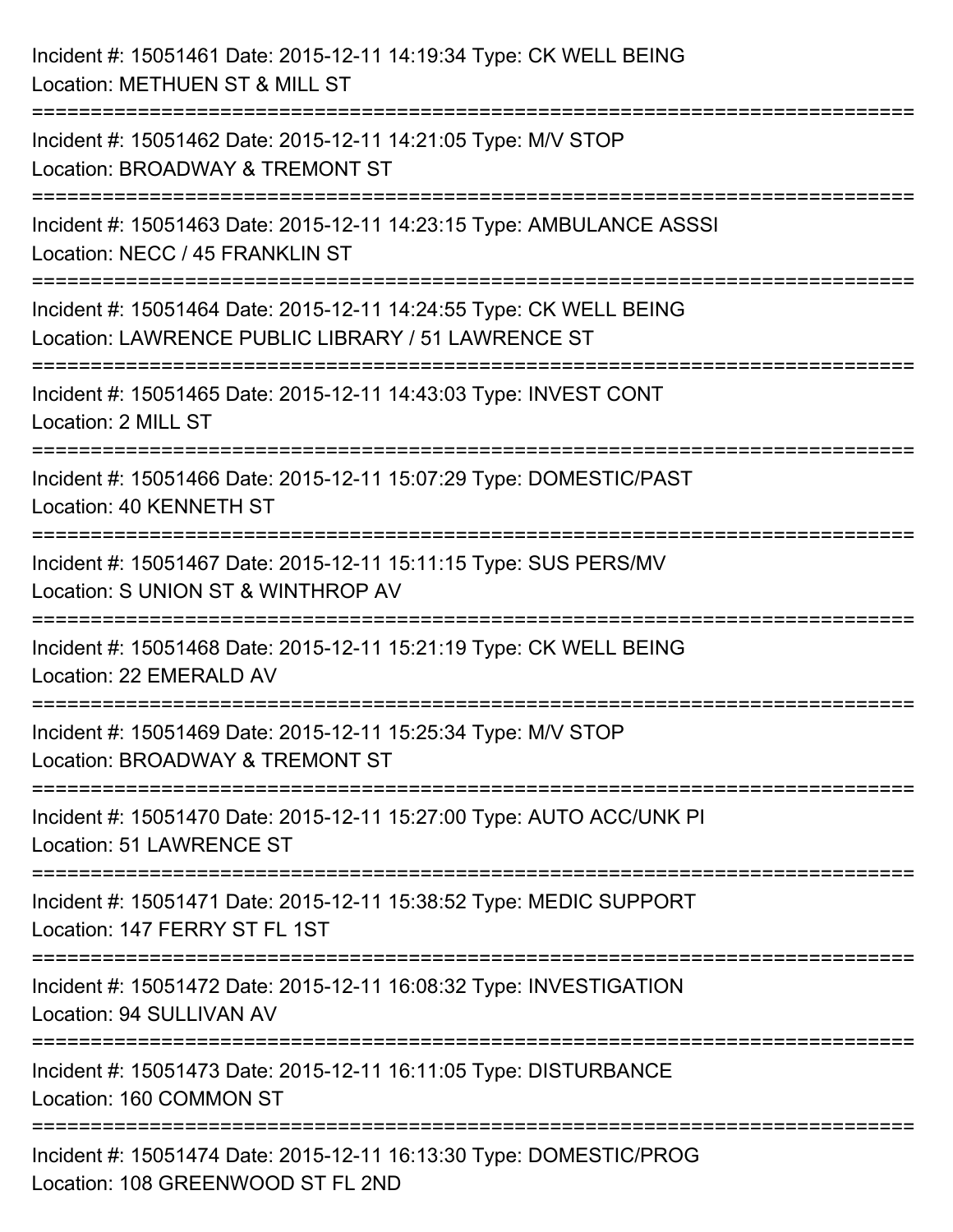Incident #: 15051461 Date: 2015-12-11 14:19:34 Type: CK WELL BEING
Location: METHUEN ST & MILL ST

===========================================================================

Incident #: 15051462 Date: 2015-12-11 14:21:05 Type: M/V STOP
Location: BROADWAY & TREMONT ST

===========================================================================

Incident #: 15051463 Date: 2015-12-11 14:23:15 Type: AMBULANCE ASSSI
Location: NECC / 45 FRANKLIN ST

===========================================================================

Incident #: 15051464 Date: 2015-12-11 14:24:55 Type: CK WELL BEING
Location: LAWRENCE PUBLIC LIBRARY / 51 LAWRENCE ST

===========================================================================

Incident #: 15051465 Date: 2015-12-11 14:43:03 Type: INVEST CONT
Location: 2 MILL ST

===========================================================================

Incident #: 15051466 Date: 2015-12-11 15:07:29 Type: DOMESTIC/PAST
Location: 40 KENNETH ST

===========================================================================

Incident #: 15051467 Date: 2015-12-11 15:11:15 Type: SUS PERS/MV
Location: S UNION ST & WINTHROP AV

===========================================================================

Incident #: 15051468 Date: 2015-12-11 15:21:19 Type: CK WELL BEING
Location: 22 EMERALD AV

===========================================================================

Incident #: 15051469 Date: 2015-12-11 15:25:34 Type: M/V STOP
Location: BROADWAY & TREMONT ST

===========================================================================

Incident #: 15051470 Date: 2015-12-11 15:27:00 Type: AUTO ACC/UNK PI
Location: 51 LAWRENCE ST

===========================================================================

Incident #: 15051471 Date: 2015-12-11 15:38:52 Type: MEDIC SUPPORT
Location: 147 FERRY ST FL 1ST

===========================================================================

Incident #: 15051472 Date: 2015-12-11 16:08:32 Type: INVESTIGATION
Location: 94 SULLIVAN AV

===========================================================================

Incident #: 15051473 Date: 2015-12-11 16:11:05 Type: DISTURBANCE
Location: 160 COMMON ST

===========================================================================

Incident #: 15051474 Date: 2015-12-11 16:13:30 Type: DOMESTIC/PROG
Location: 108 GREENWOOD ST FL 2ND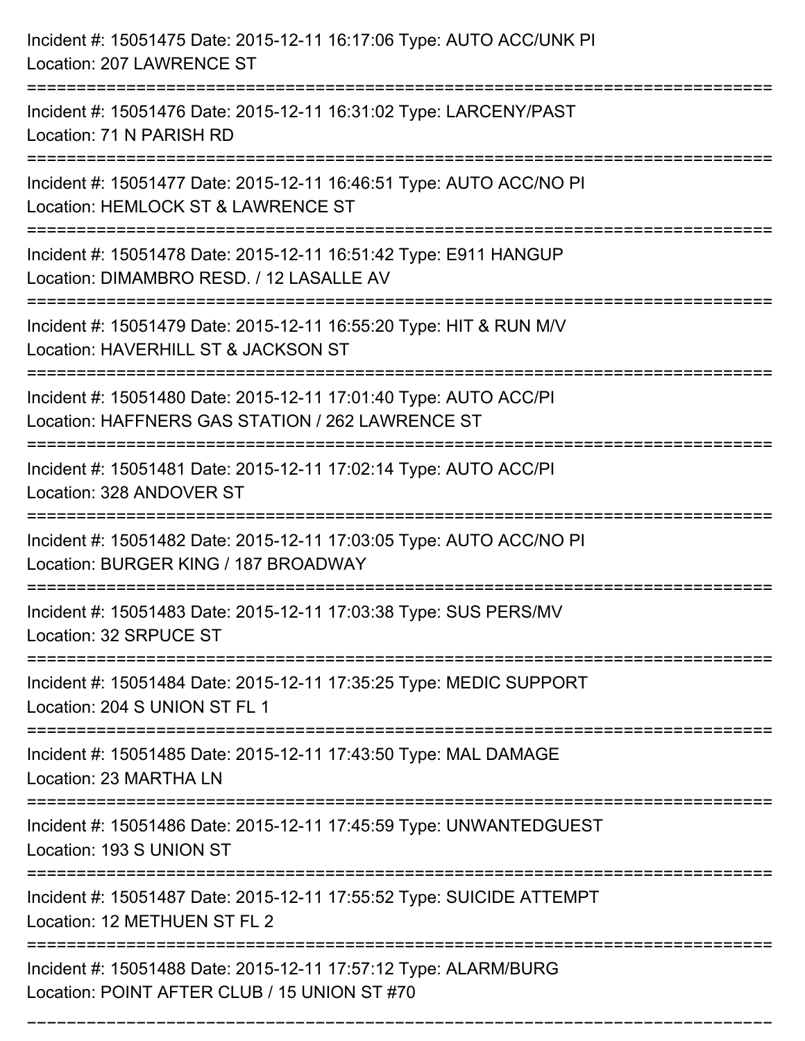Incident #: 15051475 Date: 2015-12-11 16:17:06 Type: AUTO ACC/UNK PI
Location: 207 LAWRENCE ST

===========================================================================

Incident #: 15051476 Date: 2015-12-11 16:31:02 Type: LARCENY/PAST
Location: 71 N PARISH RD

===========================================================================

Incident #: 15051477 Date: 2015-12-11 16:46:51 Type: AUTO ACC/NO PI
Location: HEMLOCK ST & LAWRENCE ST

===========================================================================

Incident #: 15051478 Date: 2015-12-11 16:51:42 Type: E911 HANGUP
Location: DIMAMBRO RESD. / 12 LASALLE AV

===========================================================================

Incident #: 15051479 Date: 2015-12-11 16:55:20 Type: HIT & RUN M/V
Location: HAVERHILL ST & JACKSON ST

===========================================================================

Incident #: 15051480 Date: 2015-12-11 17:01:40 Type: AUTO ACC/PI
Location: HAFFNERS GAS STATION / 262 LAWRENCE ST

===========================================================================

Incident #: 15051481 Date: 2015-12-11 17:02:14 Type: AUTO ACC/PI
Location: 328 ANDOVER ST

===========================================================================

Incident #: 15051482 Date: 2015-12-11 17:03:05 Type: AUTO ACC/NO PI
Location: BURGER KING / 187 BROADWAY

===========================================================================

Incident #: 15051483 Date: 2015-12-11 17:03:38 Type: SUS PERS/MV
Location: 32 SRPUCE ST

===========================================================================

Incident #: 15051484 Date: 2015-12-11 17:35:25 Type: MEDIC SUPPORT
Location: 204 S UNION ST FL 1

===========================================================================

Incident #: 15051485 Date: 2015-12-11 17:43:50 Type: MAL DAMAGE
Location: 23 MARTHA LN

===========================================================================

Incident #: 15051486 Date: 2015-12-11 17:45:59 Type: UNWANTEDGUEST
Location: 193 S UNION ST

===========================================================================

Incident #: 15051487 Date: 2015-12-11 17:55:52 Type: SUICIDE ATTEMPT
Location: 12 METHUEN ST FL 2

===========================================================================

Incident #: 15051488 Date: 2015-12-11 17:57:12 Type: ALARM/BURG
Location: POINT AFTER CLUB / 15 UNION ST #70

===========================================================================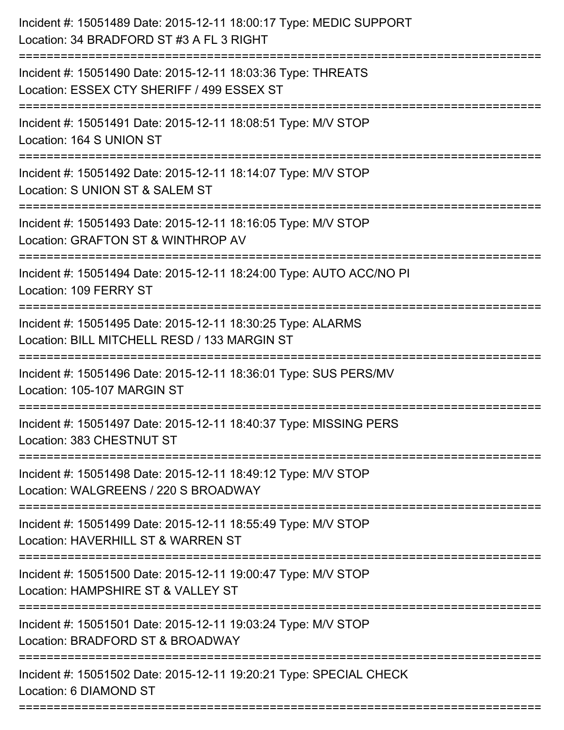Incident #: 15051489 Date: 2015-12-11 18:00:17 Type: MEDIC SUPPORT
Location: 34 BRADFORD ST #3 A FL 3 RIGHT

===========================================================================

Incident #: 15051490 Date: 2015-12-11 18:03:36 Type: THREATS
Location: ESSEX CTY SHERIFF / 499 ESSEX ST

===========================================================================

Incident #: 15051491 Date: 2015-12-11 18:08:51 Type: M/V STOP
Location: 164 S UNION ST

===========================================================================

Incident #: 15051492 Date: 2015-12-11 18:14:07 Type: M/V STOP
Location: S UNION ST & SALEM ST

===========================================================================

Incident #: 15051493 Date: 2015-12-11 18:16:05 Type: M/V STOP
Location: GRAFTON ST & WINTHROP AV

===========================================================================

Incident #: 15051494 Date: 2015-12-11 18:24:00 Type: AUTO ACC/NO PI
Location: 109 FERRY ST

===========================================================================

Incident #: 15051495 Date: 2015-12-11 18:30:25 Type: ALARMS
Location: BILL MITCHELL RESD / 133 MARGIN ST

===========================================================================

Incident #: 15051496 Date: 2015-12-11 18:36:01 Type: SUS PERS/MV
Location: 105-107 MARGIN ST

===========================================================================

Incident #: 15051497 Date: 2015-12-11 18:40:37 Type: MISSING PERS
Location: 383 CHESTNUT ST

===========================================================================

Incident #: 15051498 Date: 2015-12-11 18:49:12 Type: M/V STOP
Location: WALGREENS / 220 S BROADWAY

===========================================================================

Incident #: 15051499 Date: 2015-12-11 18:55:49 Type: M/V STOP
Location: HAVERHILL ST & WARREN ST

===========================================================================

Incident #: 15051500 Date: 2015-12-11 19:00:47 Type: M/V STOP
Location: HAMPSHIRE ST & VALLEY ST

===========================================================================

Incident #: 15051501 Date: 2015-12-11 19:03:24 Type: M/V STOP
Location: BRADFORD ST & BROADWAY

===========================================================================

Incident #: 15051502 Date: 2015-12-11 19:20:21 Type: SPECIAL CHECK
Location: 6 DIAMOND ST

===========================================================================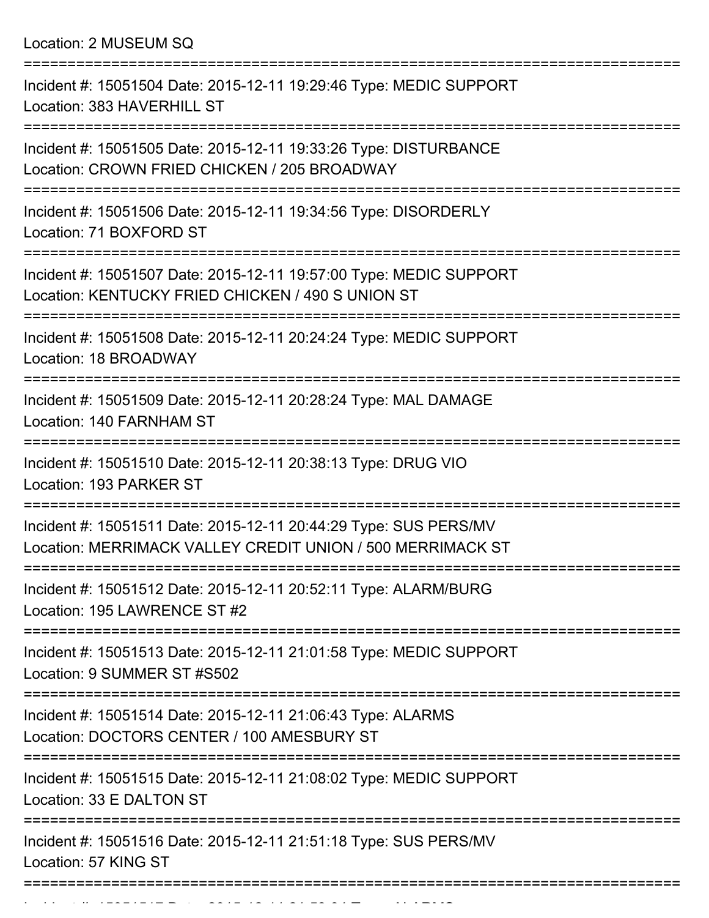Location: 2 MUSEUM SQ

===========================================================================

Incident #: 15051504 Date: 2015-12-11 19:29:46 Type: MEDIC SUPPORT
Location: 383 HAVERHILL ST

===========================================================================

Incident #: 15051505 Date: 2015-12-11 19:33:26 Type: DISTURBANCE
Location: CROWN FRIED CHICKEN / 205 BROADWAY

===========================================================================

Incident #: 15051506 Date: 2015-12-11 19:34:56 Type: DISORDERLY
Location: 71 BOXFORD ST

===========================================================================

Incident #: 15051507 Date: 2015-12-11 19:57:00 Type: MEDIC SUPPORT
Location: KENTUCKY FRIED CHICKEN / 490 S UNION ST

===========================================================================

Incident #: 15051508 Date: 2015-12-11 20:24:24 Type: MEDIC SUPPORT
Location: 18 BROADWAY

===========================================================================

Incident #: 15051509 Date: 2015-12-11 20:28:24 Type: MAL DAMAGE
Location: 140 FARNHAM ST

===========================================================================

Incident #: 15051510 Date: 2015-12-11 20:38:13 Type: DRUG VIO
Location: 193 PARKER ST

===========================================================================

Incident #: 15051511 Date: 2015-12-11 20:44:29 Type: SUS PERS/MV
Location: MERRIMACK VALLEY CREDIT UNION / 500 MERRIMACK ST

===========================================================================

Incident #: 15051512 Date: 2015-12-11 20:52:11 Type: ALARM/BURG
Location: 195 LAWRENCE ST #2

===========================================================================

Incident #: 15051513 Date: 2015-12-11 21:01:58 Type: MEDIC SUPPORT
Location: 9 SUMMER ST #S502

===========================================================================

Incident #: 15051514 Date: 2015-12-11 21:06:43 Type: ALARMS
Location: DOCTORS CENTER / 100 AMESBURY ST

===========================================================================

Incident #: 15051515 Date: 2015-12-11 21:08:02 Type: MEDIC SUPPORT
Location: 33 E DALTON ST

===========================================================================

Incident #: 15051516 Date: 2015-12-11 21:51:18 Type: SUS PERS/MV
Location: 57 KING ST

===========================================================================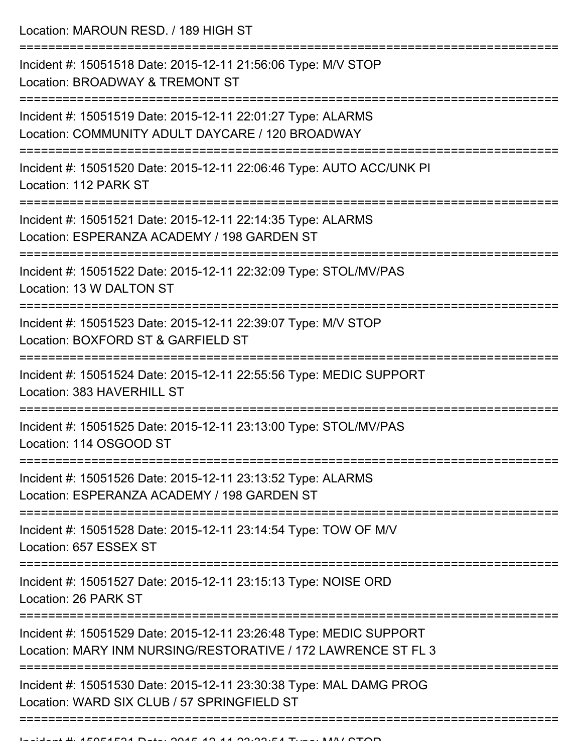Location: MAROUN RESD. / 189 HIGH ST

===========================================================================

Incident #: 15051518 Date: 2015-12-11 21:56:06 Type: M/V STOP
Location: BROADWAY & TREMONT ST

===========================================================================

Incident #: 15051519 Date: 2015-12-11 22:01:27 Type: ALARMS
Location: COMMUNITY ADULT DAYCARE / 120 BROADWAY

===========================================================================

Incident #: 15051520 Date: 2015-12-11 22:06:46 Type: AUTO ACC/UNK PI
Location: 112 PARK ST

===========================================================================

Incident #: 15051521 Date: 2015-12-11 22:14:35 Type: ALARMS
Location: ESPERANZA ACADEMY / 198 GARDEN ST

===========================================================================

Incident #: 15051522 Date: 2015-12-11 22:32:09 Type: STOL/MV/PAS
Location: 13 W DALTON ST

===========================================================================

Incident #: 15051523 Date: 2015-12-11 22:39:07 Type: M/V STOP
Location: BOXFORD ST & GARFIELD ST

===========================================================================

Incident #: 15051524 Date: 2015-12-11 22:55:56 Type: MEDIC SUPPORT
Location: 383 HAVERHILL ST

===========================================================================

Incident #: 15051525 Date: 2015-12-11 23:13:00 Type: STOL/MV/PAS
Location: 114 OSGOOD ST

===========================================================================

Incident #: 15051526 Date: 2015-12-11 23:13:52 Type: ALARMS
Location: ESPERANZA ACADEMY / 198 GARDEN ST

===========================================================================

Incident #: 15051528 Date: 2015-12-11 23:14:54 Type: TOW OF M/V
Location: 657 ESSEX ST

===========================================================================

Incident #: 15051527 Date: 2015-12-11 23:15:13 Type: NOISE ORD
Location: 26 PARK ST

===========================================================================

Incident #: 15051529 Date: 2015-12-11 23:26:48 Type: MEDIC SUPPORT
Location: MARY INM NURSING/RESTORATIVE / 172 LAWRENCE ST FL 3

===========================================================================

Incident #: 15051530 Date: 2015-12-11 23:30:38 Type: MAL DAMG PROG
Location: WARD SIX CLUB / 57 SPRINGFIELD ST

===========================================================================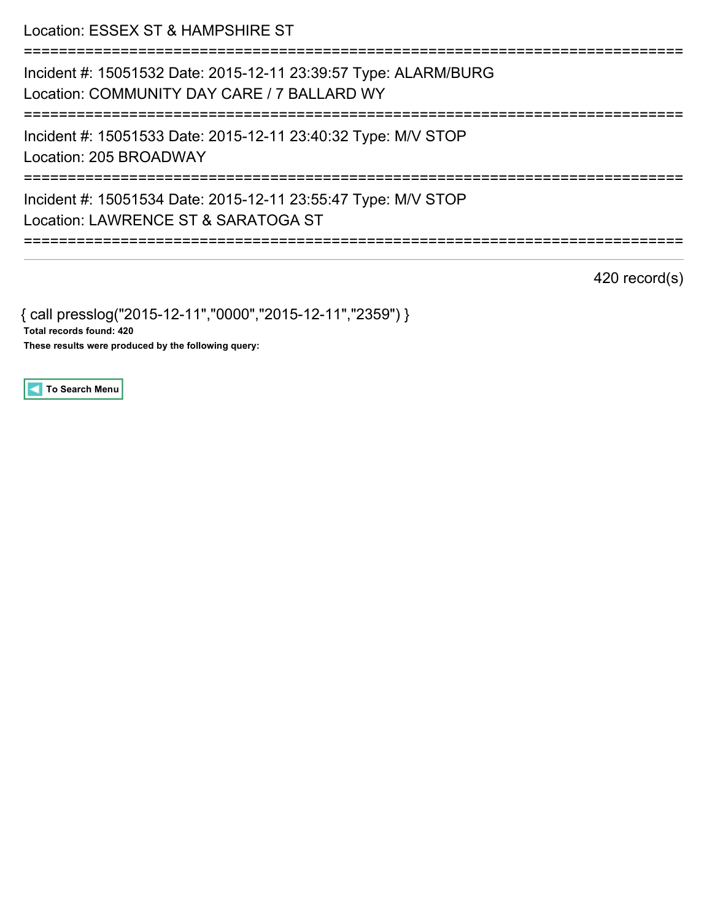Location: ESSEX ST & HAMPSHIRE ST

===========================================================================

Incident #: 15051532 Date: 2015-12-11 23:39:57 Type: ALARM/BURG
Location: COMMUNITY DAY CARE / 7 BALLARD WY

===========================================================================

Incident #: 15051533 Date: 2015-12-11 23:40:32 Type: M/V STOP
Location: 205 BROADWAY

===========================================================================

Incident #: 15051534 Date: 2015-12-11 23:55:47 Type: M/V STOP
Location: LAWRENCE ST & SARATOGA ST

===========================================================================

420 record(s)

{ call presslog("2015-12-11","0000","2015-12-11","2359") }

**Total records found: 420**

**These results were produced by the following query:**

To Search Menu